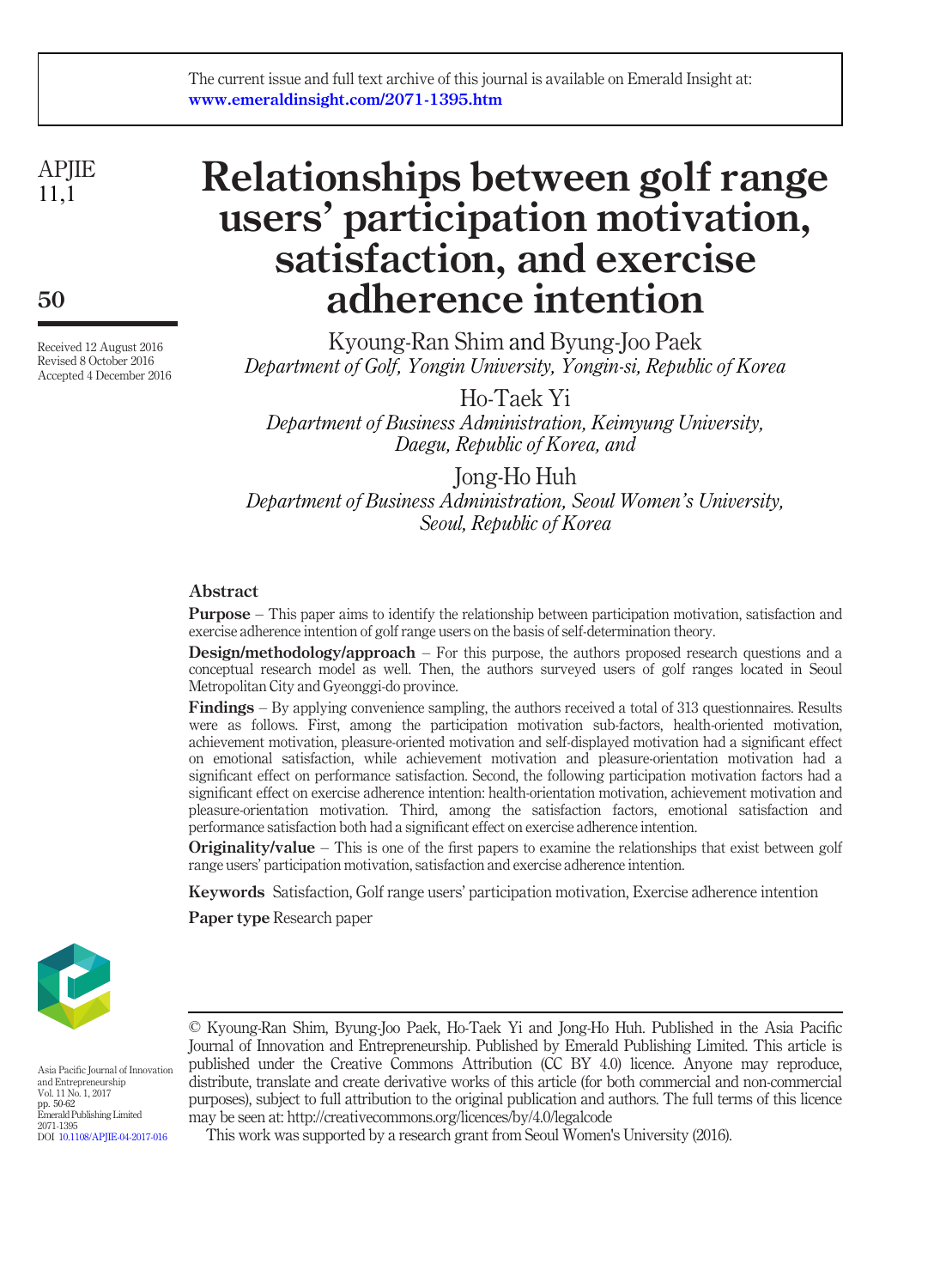The current issue and full text archive of this journal is available on Emerald Insight at: www.emeraldinsight.com/2071-1395.htm

Received 12 August 2016
Revised 8 October 2016
Accepted 4 December 2016

# Relationships between golf range users' participation motivation, satisfaction, and exercise adherence intention

Kyoung-Ran Shim and Byung-Joo Paek
*Department of Golf, Yongin University, Yongin-si, Republic of Korea*

Ho-Taek Yi
*Department of Business Administration, Keimyung University, Daegu, Republic of Korea, and*

Jong-Ho Huh
*Department of Business Administration, Seoul Women's University, Seoul, Republic of Korea*

## Abstract

**Purpose** – This paper aims to identify the relationship between participation motivation, satisfaction and exercise adherence intention of golf range users on the basis of self-determination theory.

**Design/methodology/approach** – For this purpose, the authors proposed research questions and a conceptual research model as well. Then, the authors surveyed users of golf ranges located in Seoul Metropolitan City and Gyeonggi-do province.

**Findings** – By applying convenience sampling, the authors received a total of 313 questionnaires. Results were as follows. First, among the participation motivation sub-factors, health-oriented motivation, achievement motivation, pleasure-oriented motivation and self-displayed motivation had a significant effect on emotional satisfaction, while achievement motivation and pleasure-orientation motivation had a significant effect on performance satisfaction. Second, the following participation motivation factors had a significant effect on exercise adherence intention: health-orientation motivation, achievement motivation and pleasure-orientation motivation. Third, among the satisfaction factors, emotional satisfaction and performance satisfaction both had a significant effect on exercise adherence intention.

**Originality/value** – This is one of the first papers to examine the relationships that exist between golf range users' participation motivation, satisfaction and exercise adherence intention.

**Keywords** Satisfaction, Golf range users' participation motivation, Exercise adherence intention

**Paper type** Research paper

Asia Pacific Journal of Innovation and Entrepreneurship
Vol. 11 No. 1, 2017
pp. 50-62
Emerald Publishing Limited
2071-1395
DOI 10.1108/APJIE-04-2017-016

© Kyoung-Ran Shim, Byung-Joo Paek, Ho-Taek Yi and Jong-Ho Huh. Published in the Asia Pacific Journal of Innovation and Entrepreneurship. Published by Emerald Publishing Limited. This article is published under the Creative Commons Attribution (CC BY 4.0) licence. Anyone may reproduce, distribute, translate and create derivative works of this article (for both commercial and non-commercial purposes), subject to full attribution to the original publication and authors. The full terms of this licence may be seen at: http://creativecommons.org/licences/by/4.0/legalcode

This work was supported by a research grant from Seoul Women's University (2016).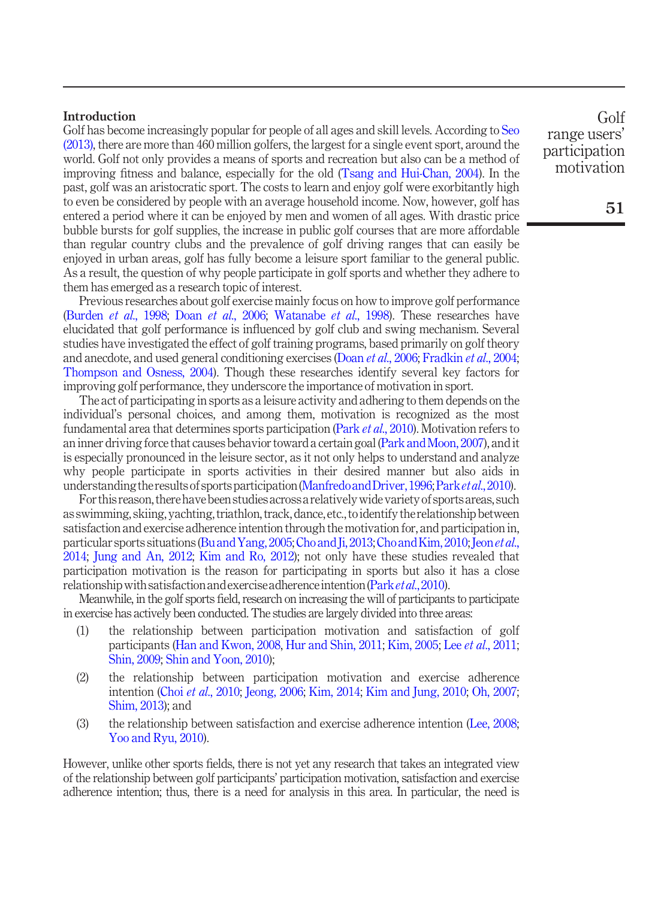## Introduction

Golf has become increasingly popular for people of all ages and skill levels. According to Seo (2013), there are more than 460 million golfers, the largest for a single event sport, around the world. Golf not only provides a means of sports and recreation but also can be a method of improving fitness and balance, especially for the old (Tsang and Hui-Chan, 2004). In the past, golf was an aristocratic sport. The costs to learn and enjoy golf were exorbitantly high to even be considered by people with an average household income. Now, however, golf has entered a period where it can be enjoyed by men and women of all ages. With drastic price bubble bursts for golf supplies, the increase in public golf courses that are more affordable than regular country clubs and the prevalence of golf driving ranges that can easily be enjoyed in urban areas, golf has fully become a leisure sport familiar to the general public. As a result, the question of why people participate in golf sports and whether they adhere to them has emerged as a research topic of interest.

Previous researches about golf exercise mainly focus on how to improve golf performance (Burden *et al.*, 1998; Doan *et al.*, 2006; Watanabe *et al.*, 1998). These researches have elucidated that golf performance is influenced by golf club and swing mechanism. Several studies have investigated the effect of golf training programs, based primarily on golf theory and anecdote, and used general conditioning exercises (Doan *et al.*, 2006; Fradkin *et al.*, 2004; Thompson and Osness, 2004). Though these researches identify several key factors for improving golf performance, they underscore the importance of motivation in sport.

The act of participating in sports as a leisure activity and adhering to them depends on the individual's personal choices, and among them, motivation is recognized as the most fundamental area that determines sports participation (Park *et al.*, 2010). Motivation refers to an inner driving force that causes behavior toward a certain goal (Park and Moon, 2007), and it is especially pronounced in the leisure sector, as it not only helps to understand and analyze why people participate in sports activities in their desired manner but also aids in understanding the results of sports participation (Manfredo and Driver, 1996; Park *et al.*, 2010).

For this reason, there have been studies across a relatively wide variety of sports areas, such as swimming, skiing, yachting, triathlon, track, dance, etc., to identify the relationship between satisfaction and exercise adherence intention through the motivation for, and participation in, particular sports situations (Bu and Yang, 2005; Cho and Ji, 2013; Cho and Kim, 2010; Jeon *et al.*, 2014; Jung and An, 2012; Kim and Ro, 2012); not only have these studies revealed that participation motivation is the reason for participating in sports but also it has a close relationship with satisfaction and exercise adherence intention (Park *et al.*, 2010).

Meanwhile, in the golf sports field, research on increasing the will of participants to participate in exercise has actively been conducted. The studies are largely divided into three areas:

(1) the relationship between participation motivation and satisfaction of golf participants (Han and Kwon, 2008, Hur and Shin, 2011; Kim, 2005; Lee *et al.*, 2011; Shin, 2009; Shin and Yoon, 2010);

(2) the relationship between participation motivation and exercise adherence intention (Choi *et al.*, 2010; Jeong, 2006; Kim, 2014; Kim and Jung, 2010; Oh, 2007; Shim, 2013); and

(3) the relationship between satisfaction and exercise adherence intention (Lee, 2008; Yoo and Ryu, 2010).

However, unlike other sports fields, there is not yet any research that takes an integrated view of the relationship between golf participants' participation motivation, satisfaction and exercise adherence intention; thus, there is a need for analysis in this area. In particular, the need is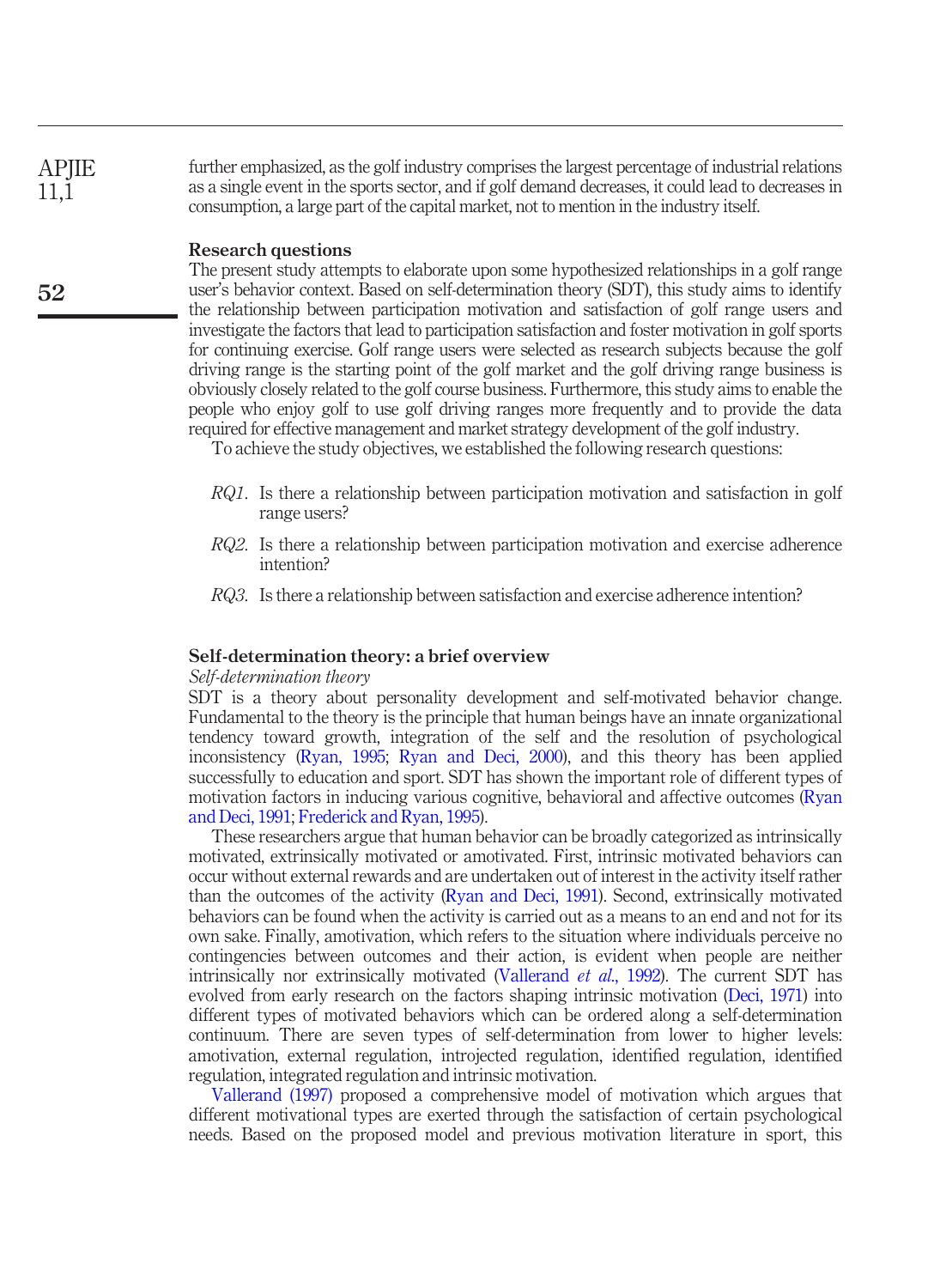further emphasized, as the golf industry comprises the largest percentage of industrial relations as a single event in the sports sector, and if golf demand decreases, it could lead to decreases in consumption, a large part of the capital market, not to mention in the industry itself.

## Research questions

The present study attempts to elaborate upon some hypothesized relationships in a golf range user's behavior context. Based on self-determination theory (SDT), this study aims to identify the relationship between participation motivation and satisfaction of golf range users and investigate the factors that lead to participation satisfaction and foster motivation in golf sports for continuing exercise. Golf range users were selected as research subjects because the golf driving range is the starting point of the golf market and the golf driving range business is obviously closely related to the golf course business. Furthermore, this study aims to enable the people who enjoy golf to use golf driving ranges more frequently and to provide the data required for effective management and market strategy development of the golf industry.

To achieve the study objectives, we established the following research questions:

*RQ1*. Is there a relationship between participation motivation and satisfaction in golf range users?

*RQ2*. Is there a relationship between participation motivation and exercise adherence intention?

*RQ3*. Is there a relationship between satisfaction and exercise adherence intention?

## Self-determination theory: a brief overview

### *Self-determination theory*

SDT is a theory about personality development and self-motivated behavior change. Fundamental to the theory is the principle that human beings have an innate organizational tendency toward growth, integration of the self and the resolution of psychological inconsistency (Ryan, 1995; Ryan and Deci, 2000), and this theory has been applied successfully to education and sport. SDT has shown the important role of different types of motivation factors in inducing various cognitive, behavioral and affective outcomes (Ryan and Deci, 1991; Frederick and Ryan, 1995).

These researchers argue that human behavior can be broadly categorized as intrinsically motivated, extrinsically motivated or amotivated. First, intrinsic motivated behaviors can occur without external rewards and are undertaken out of interest in the activity itself rather than the outcomes of the activity (Ryan and Deci, 1991). Second, extrinsically motivated behaviors can be found when the activity is carried out as a means to an end and not for its own sake. Finally, amotivation, which refers to the situation where individuals perceive no contingencies between outcomes and their action, is evident when people are neither intrinsically nor extrinsically motivated (Vallerand *et al.*, 1992). The current SDT has evolved from early research on the factors shaping intrinsic motivation (Deci, 1971) into different types of motivated behaviors which can be ordered along a self-determination continuum. There are seven types of self-determination from lower to higher levels: amotivation, external regulation, introjected regulation, identified regulation, identified regulation, integrated regulation and intrinsic motivation.

Vallerand (1997) proposed a comprehensive model of motivation which argues that different motivational types are exerted through the satisfaction of certain psychological needs. Based on the proposed model and previous motivation literature in sport, this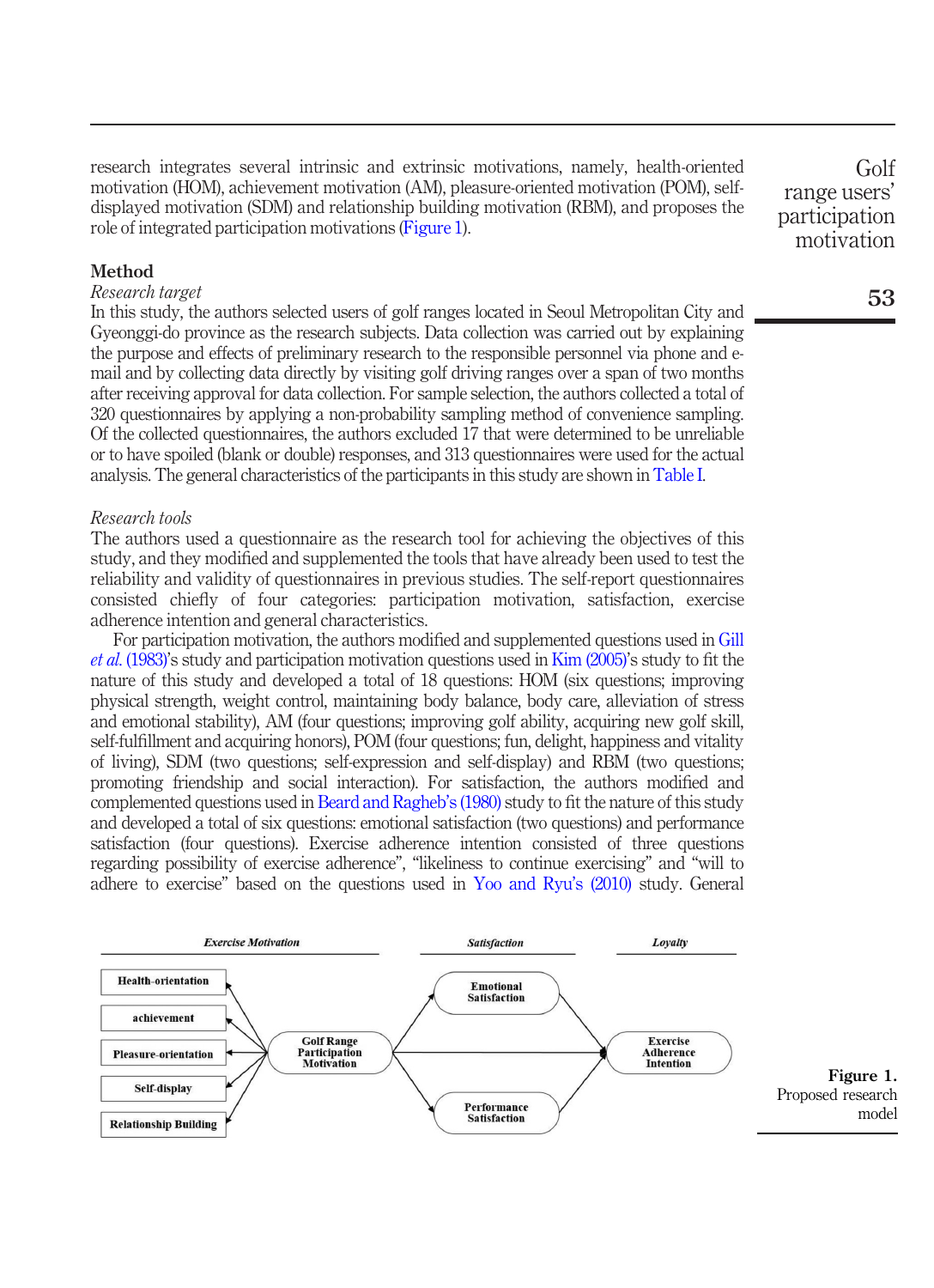research integrates several intrinsic and extrinsic motivations, namely, health-oriented motivation (HOM), achievement motivation (AM), pleasure-oriented motivation (POM), self-displayed motivation (SDM) and relationship building motivation (RBM), and proposes the role of integrated participation motivations (Figure 1).

## Method

### *Research target*

In this study, the authors selected users of golf ranges located in Seoul Metropolitan City and Gyeonggi-do province as the research subjects. Data collection was carried out by explaining the purpose and effects of preliminary research to the responsible personnel via phone and e-mail and by collecting data directly by visiting golf driving ranges over a span of two months after receiving approval for data collection. For sample selection, the authors collected a total of 320 questionnaires by applying a non-probability sampling method of convenience sampling. Of the collected questionnaires, the authors excluded 17 that were determined to be unreliable or to have spoiled (blank or double) responses, and 313 questionnaires were used for the actual analysis. The general characteristics of the participants in this study are shown in Table I.

### *Research tools*

The authors used a questionnaire as the research tool for achieving the objectives of this study, and they modified and supplemented the tools that have already been used to test the reliability and validity of questionnaires in previous studies. The self-report questionnaires consisted chiefly of four categories: participation motivation, satisfaction, exercise adherence intention and general characteristics.

For participation motivation, the authors modified and supplemented questions used in Gill *et al.* (1983)'s study and participation motivation questions used in Kim (2005)'s study to fit the nature of this study and developed a total of 18 questions: HOM (six questions; improving physical strength, weight control, maintaining body balance, body care, alleviation of stress and emotional stability), AM (four questions; improving golf ability, acquiring new golf skill, self-fulfillment and acquiring honors), POM (four questions; fun, delight, happiness and vitality of living), SDM (two questions; self-expression and self-display) and RBM (two questions; promoting friendship and social interaction). For satisfaction, the authors modified and complemented questions used in Beard and Ragheb's (1980) study to fit the nature of this study and developed a total of six questions: emotional satisfaction (two questions) and performance satisfaction (four questions). Exercise adherence intention consisted of three questions regarding possibility of exercise adherence", "likeliness to continue exercising" and "will to adhere to exercise" based on the questions used in Yoo and Ryu's (2010) study. General

**Figure 1.**
Proposed research model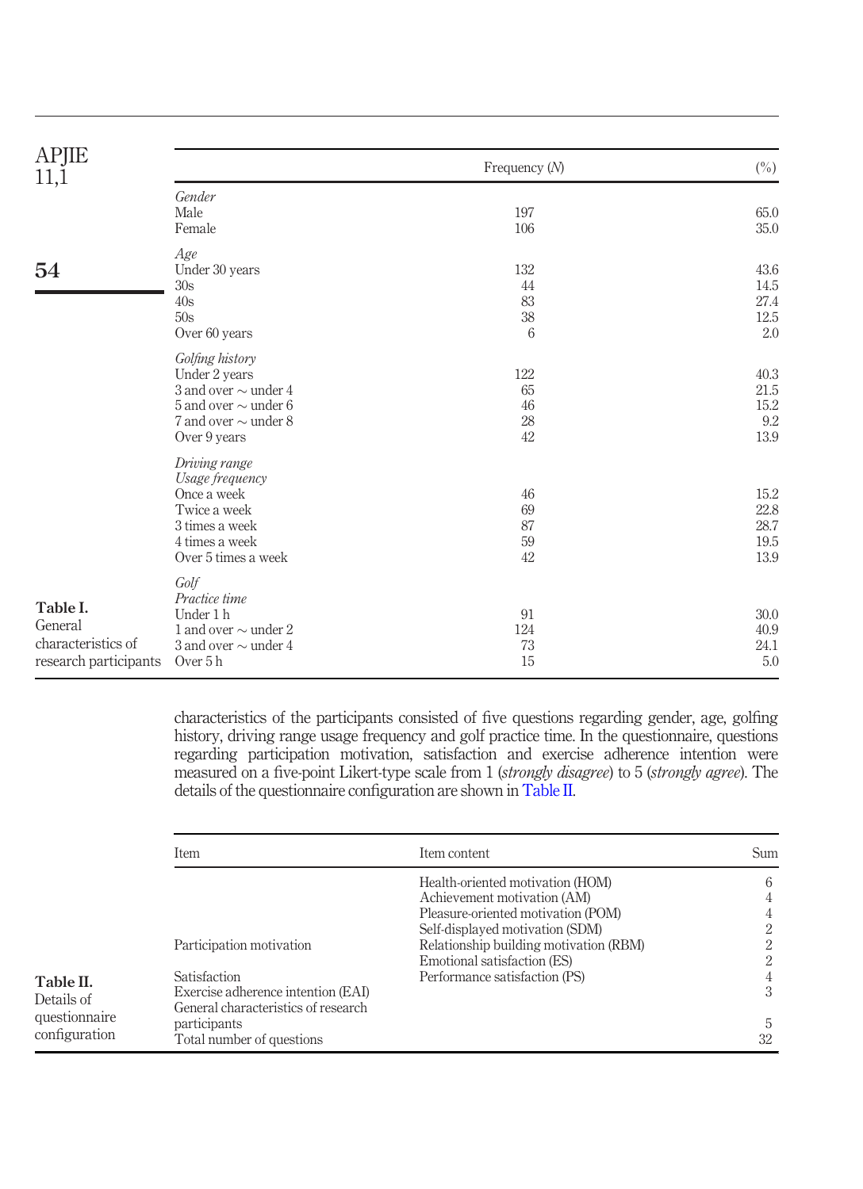Table I. General characteristics of research participants

| | Frequency (*N*) | (%) |
|---|---|---|
| *Gender* | | |
| Male | 197 | 65.0 |
| Female | 106 | 35.0 |
| *Age* | | |
| Under 30 years | 132 | 43.6 |
| 30s | 44 | 14.5 |
| 40s | 83 | 27.4 |
| 50s | 38 | 12.5 |
| Over 60 years | 6 | 2.0 |
| *Golfing history* | | |
| Under 2 years | 122 | 40.3 |
| 3 and over ∼ under 4 | 65 | 21.5 |
| 5 and over ∼ under 6 | 46 | 15.2 |
| 7 and over ∼ under 8 | 28 | 9.2 |
| Over 9 years | 42 | 13.9 |
| *Driving range* *Usage frequency* | | |
| Once a week | 46 | 15.2 |
| Twice a week | 69 | 22.8 |
| 3 times a week | 87 | 28.7 |
| 4 times a week | 59 | 19.5 |
| Over 5 times a week | 42 | 13.9 |
| *Golf* *Practice time* | | |
| Under 1 h | 91 | 30.0 |
| 1 and over ∼ under 2 | 124 | 40.9 |
| 3 and over ∼ under 4 | 73 | 24.1 |
| Over 5 h | 15 | 5.0 |

characteristics of the participants consisted of five questions regarding gender, age, golfing history, driving range usage frequency and golf practice time. In the questionnaire, questions regarding participation motivation, satisfaction and exercise adherence intention were measured on a five-point Likert-type scale from 1 (*strongly disagree*) to 5 (*strongly agree*). The details of the questionnaire configuration are shown in Table II.

Table II. Details of questionnaire configuration

| Item | Item content | Sum |
|---|---|---|
| Participation motivation | Health-oriented motivation (HOM) | 6 |
| | Achievement motivation (AM) | 4 |
| | Pleasure-oriented motivation (POM) | 4 |
| | Self-displayed motivation (SDM) | 2 |
| | Relationship building motivation (RBM) | 2 |
| Satisfaction | Emotional satisfaction (ES) | 2 |
| | Performance satisfaction (PS) | 4 |
| Exercise adherence intention (EAI) | | 3 |
| General characteristics of research participants | | 5 |
| Total number of questions | | 32 |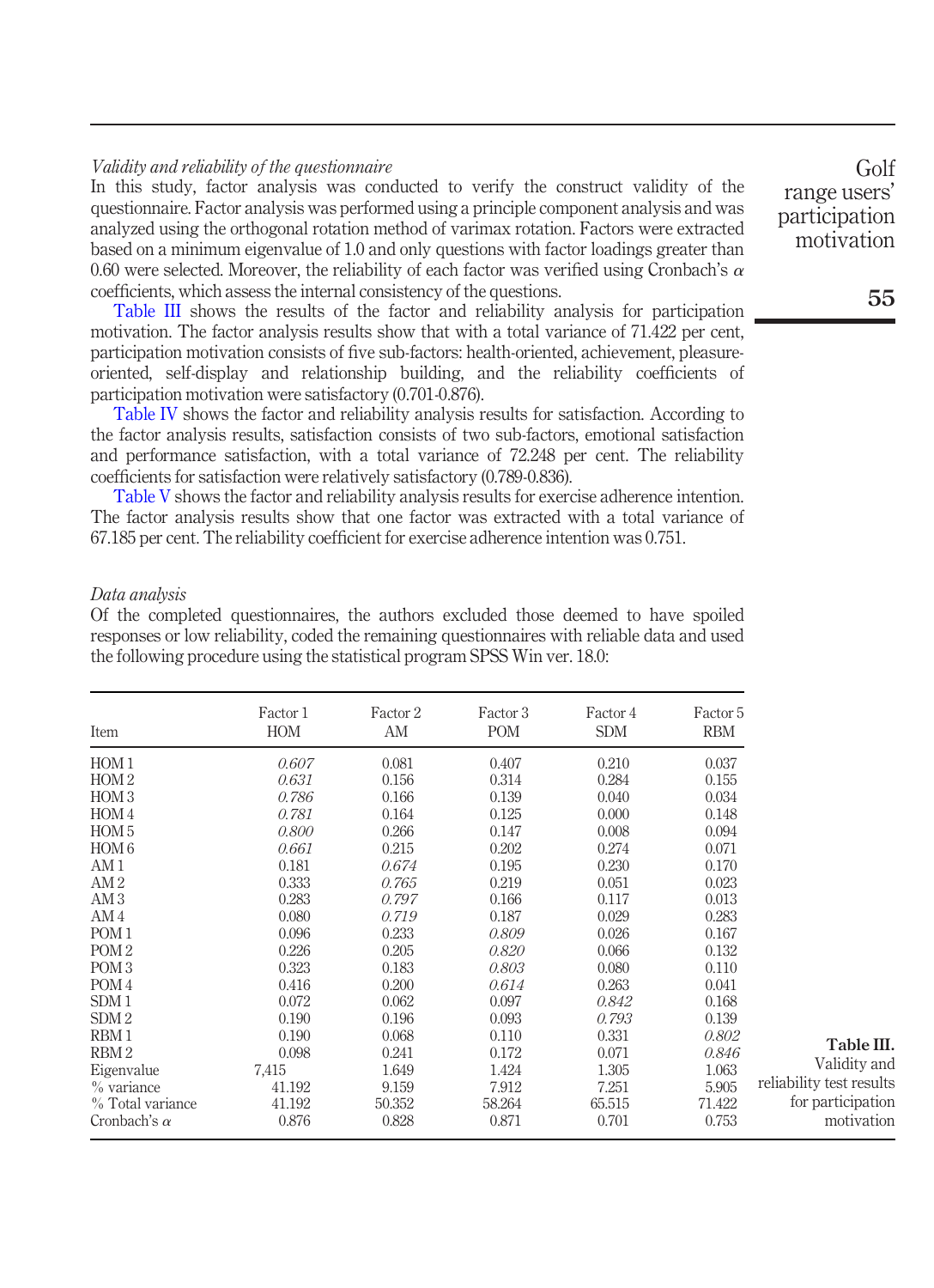*Validity and reliability of the questionnaire*

In this study, factor analysis was conducted to verify the construct validity of the questionnaire. Factor analysis was performed using a principle component analysis and was analyzed using the orthogonal rotation method of varimax rotation. Factors were extracted based on a minimum eigenvalue of 1.0 and only questions with factor loadings greater than 0.60 were selected. Moreover, the reliability of each factor was verified using Cronbach's $\alpha$ coefficients, which assess the internal consistency of the questions.

Table III shows the results of the factor and reliability analysis for participation motivation. The factor analysis results show that with a total variance of 71.422 per cent, participation motivation consists of five sub-factors: health-oriented, achievement, pleasure-oriented, self-display and relationship building, and the reliability coefficients of participation motivation were satisfactory (0.701-0.876).

Table IV shows the factor and reliability analysis results for satisfaction. According to the factor analysis results, satisfaction consists of two sub-factors, emotional satisfaction and performance satisfaction, with a total variance of 72.248 per cent. The reliability coefficients for satisfaction were relatively satisfactory (0.789-0.836).

Table V shows the factor and reliability analysis results for exercise adherence intention. The factor analysis results show that one factor was extracted with a total variance of 67.185 per cent. The reliability coefficient for exercise adherence intention was 0.751.

*Data analysis*

Of the completed questionnaires, the authors excluded those deemed to have spoiled responses or low reliability, coded the remaining questionnaires with reliable data and used the following procedure using the statistical program SPSS Win ver. 18.0:

| Item | Factor 1 HOM | Factor 2 AM | Factor 3 POM | Factor 4 SDM | Factor 5 RBM |
|---|---|---|---|---|---|
| HOM 1 | *0.607* | 0.081 | 0.407 | 0.210 | 0.037 |
| HOM 2 | *0.631* | 0.156 | 0.314 | 0.284 | 0.155 |
| HOM 3 | *0.786* | 0.166 | 0.139 | 0.040 | 0.034 |
| HOM 4 | *0.781* | 0.164 | 0.125 | 0.000 | 0.148 |
| HOM 5 | *0.800* | 0.266 | 0.147 | 0.008 | 0.094 |
| HOM 6 | *0.661* | 0.215 | 0.202 | 0.274 | 0.071 |
| AM 1 | 0.181 | *0.674* | 0.195 | 0.230 | 0.170 |
| AM 2 | 0.333 | *0.765* | 0.219 | 0.051 | 0.023 |
| AM 3 | 0.283 | *0.797* | 0.166 | 0.117 | 0.013 |
| AM 4 | 0.080 | *0.719* | 0.187 | 0.029 | 0.283 |
| POM 1 | 0.096 | 0.233 | *0.809* | 0.026 | 0.167 |
| POM 2 | 0.226 | 0.205 | *0.820* | 0.066 | 0.132 |
| POM 3 | 0.323 | 0.183 | *0.803* | 0.080 | 0.110 |
| POM 4 | 0.416 | 0.200 | *0.614* | 0.263 | 0.041 |
| SDM 1 | 0.072 | 0.062 | 0.097 | *0.842* | 0.168 |
| SDM 2 | 0.190 | 0.196 | 0.093 | *0.793* | 0.139 |
| RBM 1 | 0.190 | 0.068 | 0.110 | 0.331 | *0.802* |
| RBM 2 | 0.098 | 0.241 | 0.172 | 0.071 | *0.846* |
| Eigenvalue | 7,415 | 1.649 | 1.424 | 1.305 | 1.063 |
| % variance | 41.192 | 9.159 | 7.912 | 7.251 | 5.905 |
| % Total variance | 41.192 | 50.352 | 58.264 | 65.515 | 71.422 |
| Cronbach's $\alpha$ | 0.876 | 0.828 | 0.871 | 0.701 | 0.753 |

**Table III.** Validity and reliability test results for participation motivation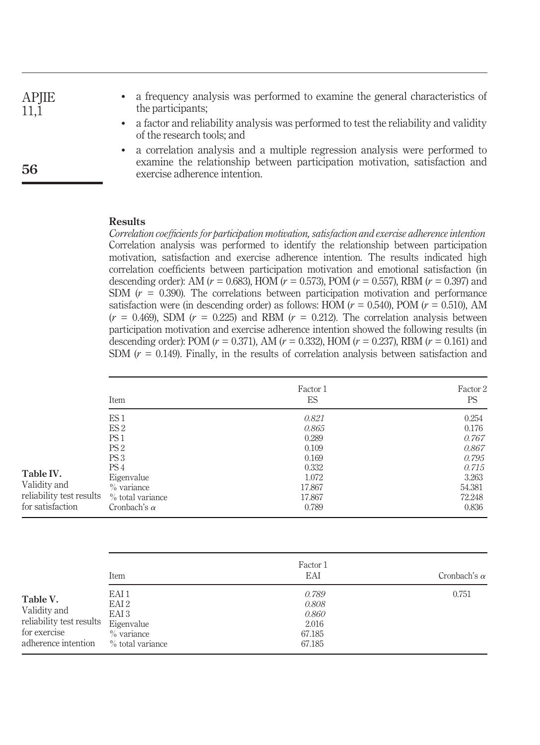- a frequency analysis was performed to examine the general characteristics of the participants;
- a factor and reliability analysis was performed to test the reliability and validity of the research tools; and
- a correlation analysis and a multiple regression analysis were performed to examine the relationship between participation motivation, satisfaction and exercise adherence intention.

## Results

*Correlation coefficients for participation motivation, satisfaction and exercise adherence intention*

Correlation analysis was performed to identify the relationship between participation motivation, satisfaction and exercise adherence intention. The results indicated high correlation coefficients between participation motivation and emotional satisfaction (in descending order): AM ($r$ = 0.683), HOM ($r$ = 0.573), POM ($r$ = 0.557), RBM ($r$ = 0.397) and SDM ($r$ = 0.390). The correlations between participation motivation and performance satisfaction were (in descending order) as follows: HOM ($r$ = 0.540), POM ($r$ = 0.510), AM ($r$ = 0.469), SDM ($r$ = 0.225) and RBM ($r$ = 0.212). The correlation analysis between participation motivation and exercise adherence intention showed the following results (in descending order): POM ($r$ = 0.371), AM ($r$ = 0.332), HOM ($r$ = 0.237), RBM ($r$ = 0.161) and SDM ($r$ = 0.149). Finally, in the results of correlation analysis between satisfaction and

**Table IV.** Validity and reliability test results for satisfaction

| Item | Factor 1 ES | Factor 2 PS |
|---|---|---|
| ES 1 | *0.821* | 0.254 |
| ES 2 | *0.865* | 0.176 |
| PS 1 | 0.289 | *0.767* |
| PS 2 | 0.109 | *0.867* |
| PS 3 | 0.169 | *0.795* |
| PS 4 | 0.332 | *0.715* |
| Eigenvalue | 1.072 | 3.263 |
| % variance | 17.867 | 54.381 |
| % total variance | 17.867 | 72.248 |
| Cronbach's $\alpha$ | 0.789 | 0.836 |

**Table V.** Validity and reliability test results for exercise adherence intention

| Item | Factor 1 EAI | Cronbach's $\alpha$ |
|---|---|---|
| EAI 1 | *0.789* | 0.751 |
| EAI 2 | *0.808* | |
| EAI 3 | *0.860* | |
| Eigenvalue | 2.016 | |
| % variance | 67.185 | |
| % total variance | 67.185 | |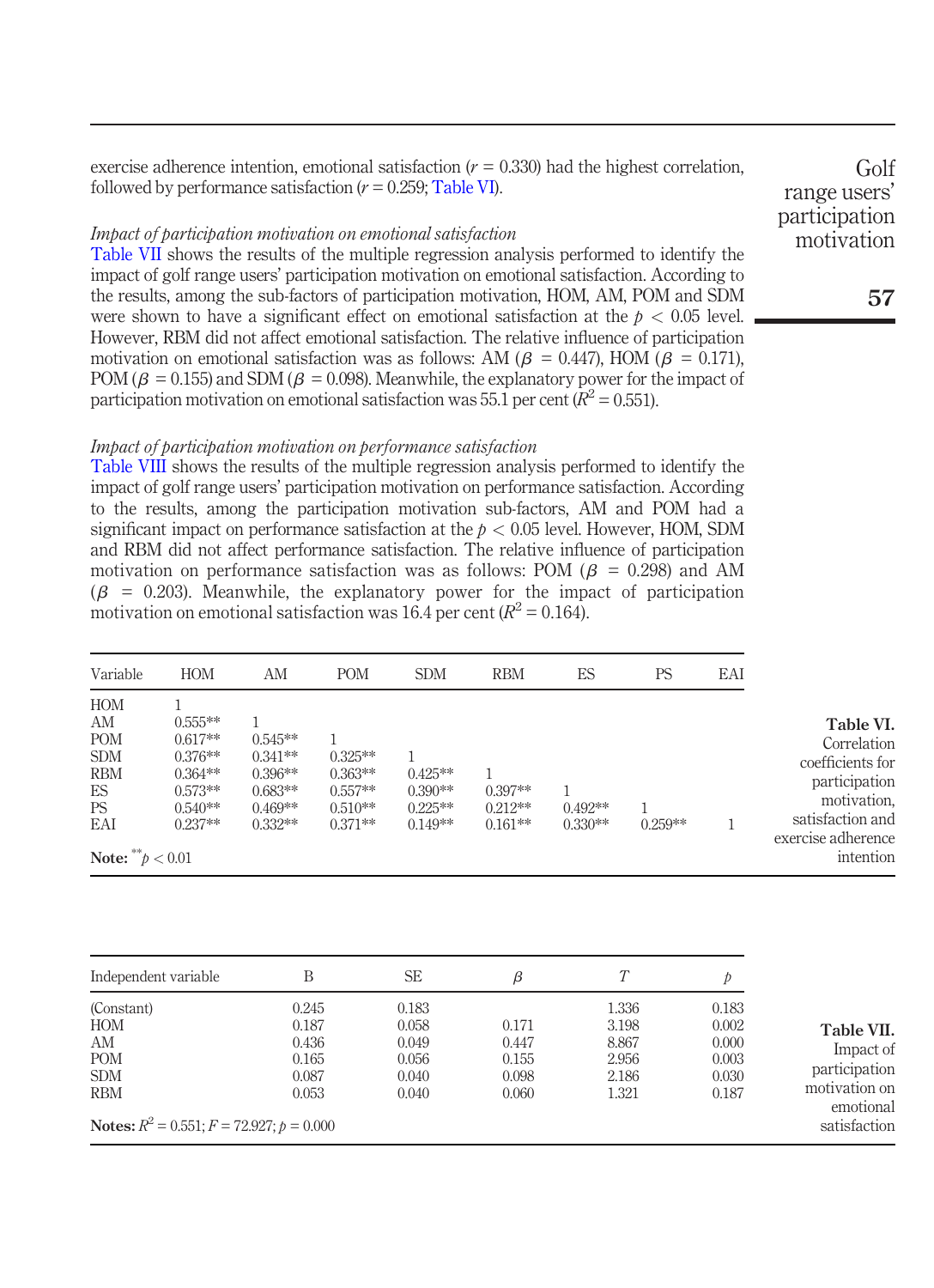exercise adherence intention, emotional satisfaction ($r$ = 0.330) had the highest correlation, followed by performance satisfaction ($r$ = 0.259; Table VI).

*Impact of participation motivation on emotional satisfaction*

Table VII shows the results of the multiple regression analysis performed to identify the impact of golf range users' participation motivation on emotional satisfaction. According to the results, among the sub-factors of participation motivation, HOM, AM, POM and SDM were shown to have a significant effect on emotional satisfaction at the $p < 0.05$ level. However, RBM did not affect emotional satisfaction. The relative influence of participation motivation on emotional satisfaction was as follows: AM ($\beta$ = 0.447), HOM ($\beta$ = 0.171), POM ($\beta$ = 0.155) and SDM ($\beta$ = 0.098). Meanwhile, the explanatory power for the impact of participation motivation on emotional satisfaction was 55.1 per cent ($R^2$ = 0.551).

*Impact of participation motivation on performance satisfaction*

Table VIII shows the results of the multiple regression analysis performed to identify the impact of golf range users' participation motivation on performance satisfaction. According to the results, among the participation motivation sub-factors, AM and POM had a significant impact on performance satisfaction at the $p < 0.05$ level. However, HOM, SDM and RBM did not affect performance satisfaction. The relative influence of participation motivation on performance satisfaction was as follows: POM ($\beta$ = 0.298) and AM ($\beta$ = 0.203). Meanwhile, the explanatory power for the impact of participation motivation on emotional satisfaction was 16.4 per cent ($R^2$ = 0.164).

| Variable | HOM | AM | POM | SDM | RBM | ES | PS | EAI |
|---|---|---|---|---|---|---|---|---|
| HOM | 1 | | | | | | | |
| AM | 0.555** | 1 | | | | | | |
| POM | 0.617** | 0.545** | 1 | | | | | |
| SDM | 0.376** | 0.341** | 0.325** | 1 | | | | |
| RBM | 0.364** | 0.396** | 0.363** | 0.425** | 1 | | | |
| ES | 0.573** | 0.683** | 0.557** | 0.390** | 0.397** | 1 | | |
| PS | 0.540** | 0.469** | 0.510** | 0.225** | 0.212** | 0.492** | 1 | |
| EAI | 0.237** | 0.332** | 0.371** | 0.149** | 0.161** | 0.330** | 0.259** | 1 |

**Note:** ** $p < 0.01$

**Table VI.** Correlation coefficients for participation motivation, satisfaction and exercise adherence intention

| Independent variable | B | SE | $\beta$ | $T$ | $p$ |
|---|---|---|---|---|---|
| (Constant) | 0.245 | 0.183 | | 1.336 | 0.183 |
| HOM | 0.187 | 0.058 | 0.171 | 3.198 | 0.002 |
| AM | 0.436 | 0.049 | 0.447 | 8.867 | 0.000 |
| POM | 0.165 | 0.056 | 0.155 | 2.956 | 0.003 |
| SDM | 0.087 | 0.040 | 0.098 | 2.186 | 0.030 |
| RBM | 0.053 | 0.040 | 0.060 | 1.321 | 0.187 |

**Notes:** $R^2$ = 0.551; $F$ = 72.927; $p$ = 0.000

**Table VII.** Impact of participation motivation on emotional satisfaction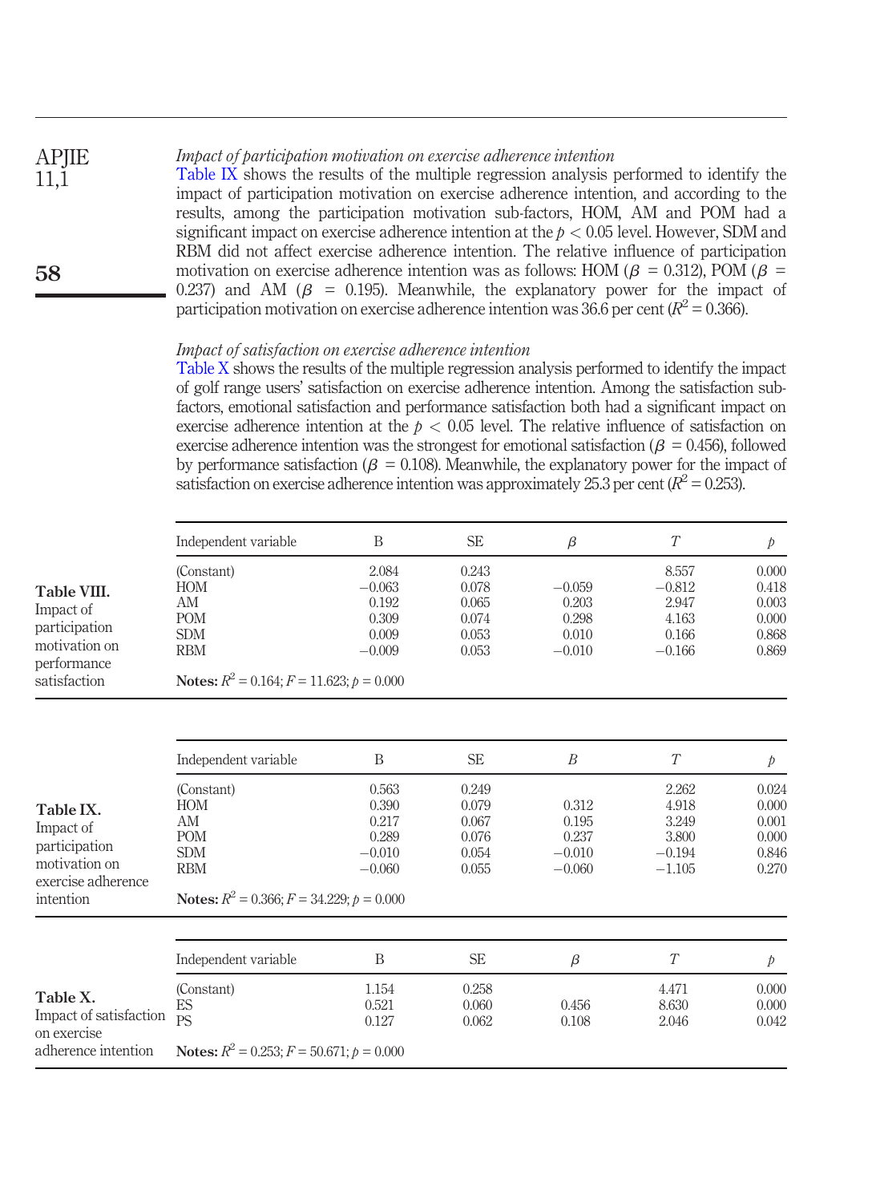*Impact of participation motivation on exercise adherence intention*

Table IX shows the results of the multiple regression analysis performed to identify the impact of participation motivation on exercise adherence intention, and according to the results, among the participation motivation sub-factors, HOM, AM and POM had a significant impact on exercise adherence intention at the $p < 0.05$ level. However, SDM and RBM did not affect exercise adherence intention. The relative influence of participation motivation on exercise adherence intention was as follows: HOM ($\beta$ = 0.312), POM ($\beta$ = 0.237) and AM ($\beta$ = 0.195). Meanwhile, the explanatory power for the impact of participation motivation on exercise adherence intention was 36.6 per cent ($R^2$ = 0.366).

*Impact of satisfaction on exercise adherence intention*

Table X shows the results of the multiple regression analysis performed to identify the impact of golf range users' satisfaction on exercise adherence intention. Among the satisfaction sub-factors, emotional satisfaction and performance satisfaction both had a significant impact on exercise adherence intention at the $p < 0.05$ level. The relative influence of satisfaction on exercise adherence intention was the strongest for emotional satisfaction ($\beta$ = 0.456), followed by performance satisfaction ($\beta$ = 0.108). Meanwhile, the explanatory power for the impact of satisfaction on exercise adherence intention was approximately 25.3 per cent ($R^2$ = 0.253).

**Table VIII.** Impact of participation motivation on performance satisfaction

| Independent variable | B | SE | $\beta$ | $T$ | $p$ |
|---|---|---|---|---|---|
| (Constant) | 2.084 | 0.243 | | 8.557 | 0.000 |
| HOM | −0.063 | 0.078 | −0.059 | −0.812 | 0.418 |
| AM | 0.192 | 0.065 | 0.203 | 2.947 | 0.003 |
| POM | 0.309 | 0.074 | 0.298 | 4.163 | 0.000 |
| SDM | 0.009 | 0.053 | 0.010 | 0.166 | 0.868 |
| RBM | −0.009 | 0.053 | −0.010 | −0.166 | 0.869 |

**Notes:** $R^2$ = 0.164; $F$ = 11.623; $p$ = 0.000

**Table IX.** Impact of participation motivation on exercise adherence intention

| Independent variable | B | SE | $B$ | $T$ | $p$ |
|---|---|---|---|---|---|
| (Constant) | 0.563 | 0.249 | | 2.262 | 0.024 |
| HOM | 0.390 | 0.079 | 0.312 | 4.918 | 0.000 |
| AM | 0.217 | 0.067 | 0.195 | 3.249 | 0.001 |
| POM | 0.289 | 0.076 | 0.237 | 3.800 | 0.000 |
| SDM | −0.010 | 0.054 | −0.010 | −0.194 | 0.846 |
| RBM | −0.060 | 0.055 | −0.060 | −1.105 | 0.270 |

**Notes:** $R^2$ = 0.366; $F$ = 34.229; $p$ = 0.000

**Table X.** Impact of satisfaction on exercise adherence intention

| Independent variable | B | SE | $\beta$ | $T$ | $p$ |
|---|---|---|---|---|---|
| (Constant) | 1.154 | 0.258 | | 4.471 | 0.000 |
| ES | 0.521 | 0.060 | 0.456 | 8.630 | 0.000 |
| PS | 0.127 | 0.062 | 0.108 | 2.046 | 0.042 |

**Notes:** $R^2$ = 0.253; $F$ = 50.671; $p$ = 0.000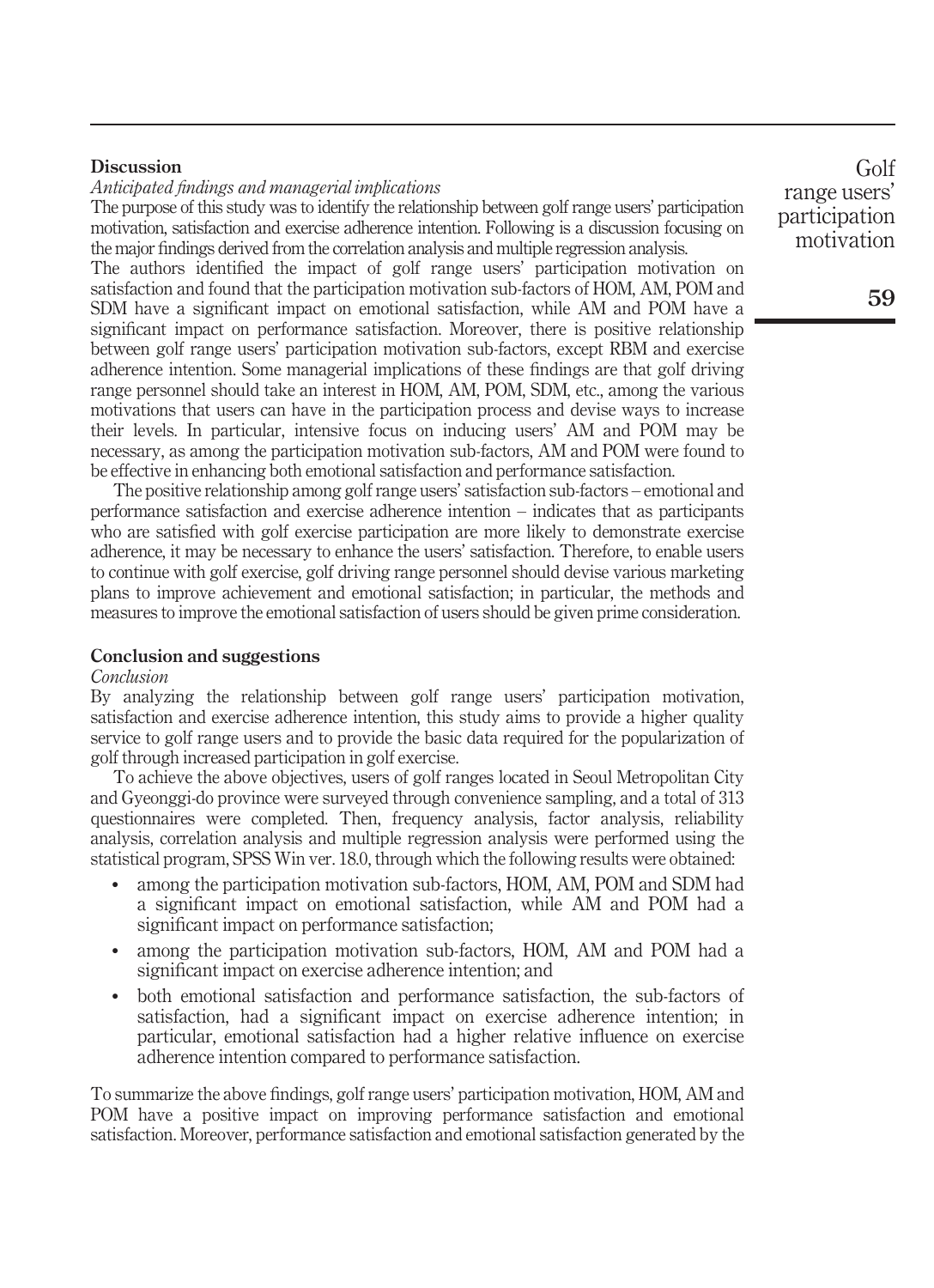## Discussion

*Anticipated findings and managerial implications*

The purpose of this study was to identify the relationship between golf range users' participation motivation, satisfaction and exercise adherence intention. Following is a discussion focusing on the major findings derived from the correlation analysis and multiple regression analysis.

The authors identified the impact of golf range users' participation motivation on satisfaction and found that the participation motivation sub-factors of HOM, AM, POM and SDM have a significant impact on emotional satisfaction, while AM and POM have a significant impact on performance satisfaction. Moreover, there is positive relationship between golf range users' participation motivation sub-factors, except RBM and exercise adherence intention. Some managerial implications of these findings are that golf driving range personnel should take an interest in HOM, AM, POM, SDM, etc., among the various motivations that users can have in the participation process and devise ways to increase their levels. In particular, intensive focus on inducing users' AM and POM may be necessary, as among the participation motivation sub-factors, AM and POM were found to be effective in enhancing both emotional satisfaction and performance satisfaction.

The positive relationship among golf range users' satisfaction sub-factors – emotional and performance satisfaction and exercise adherence intention – indicates that as participants who are satisfied with golf exercise participation are more likely to demonstrate exercise adherence, it may be necessary to enhance the users' satisfaction. Therefore, to enable users to continue with golf exercise, golf driving range personnel should devise various marketing plans to improve achievement and emotional satisfaction; in particular, the methods and measures to improve the emotional satisfaction of users should be given prime consideration.

## Conclusion and suggestions

*Conclusion*

By analyzing the relationship between golf range users' participation motivation, satisfaction and exercise adherence intention, this study aims to provide a higher quality service to golf range users and to provide the basic data required for the popularization of golf through increased participation in golf exercise.

To achieve the above objectives, users of golf ranges located in Seoul Metropolitan City and Gyeonggi-do province were surveyed through convenience sampling, and a total of 313 questionnaires were completed. Then, frequency analysis, factor analysis, reliability analysis, correlation analysis and multiple regression analysis were performed using the statistical program, SPSS Win ver. 18.0, through which the following results were obtained:

- among the participation motivation sub-factors, HOM, AM, POM and SDM had a significant impact on emotional satisfaction, while AM and POM had a significant impact on performance satisfaction;
- among the participation motivation sub-factors, HOM, AM and POM had a significant impact on exercise adherence intention; and
- both emotional satisfaction and performance satisfaction, the sub-factors of satisfaction, had a significant impact on exercise adherence intention; in particular, emotional satisfaction had a higher relative influence on exercise adherence intention compared to performance satisfaction.

To summarize the above findings, golf range users' participation motivation, HOM, AM and POM have a positive impact on improving performance satisfaction and emotional satisfaction. Moreover, performance satisfaction and emotional satisfaction generated by the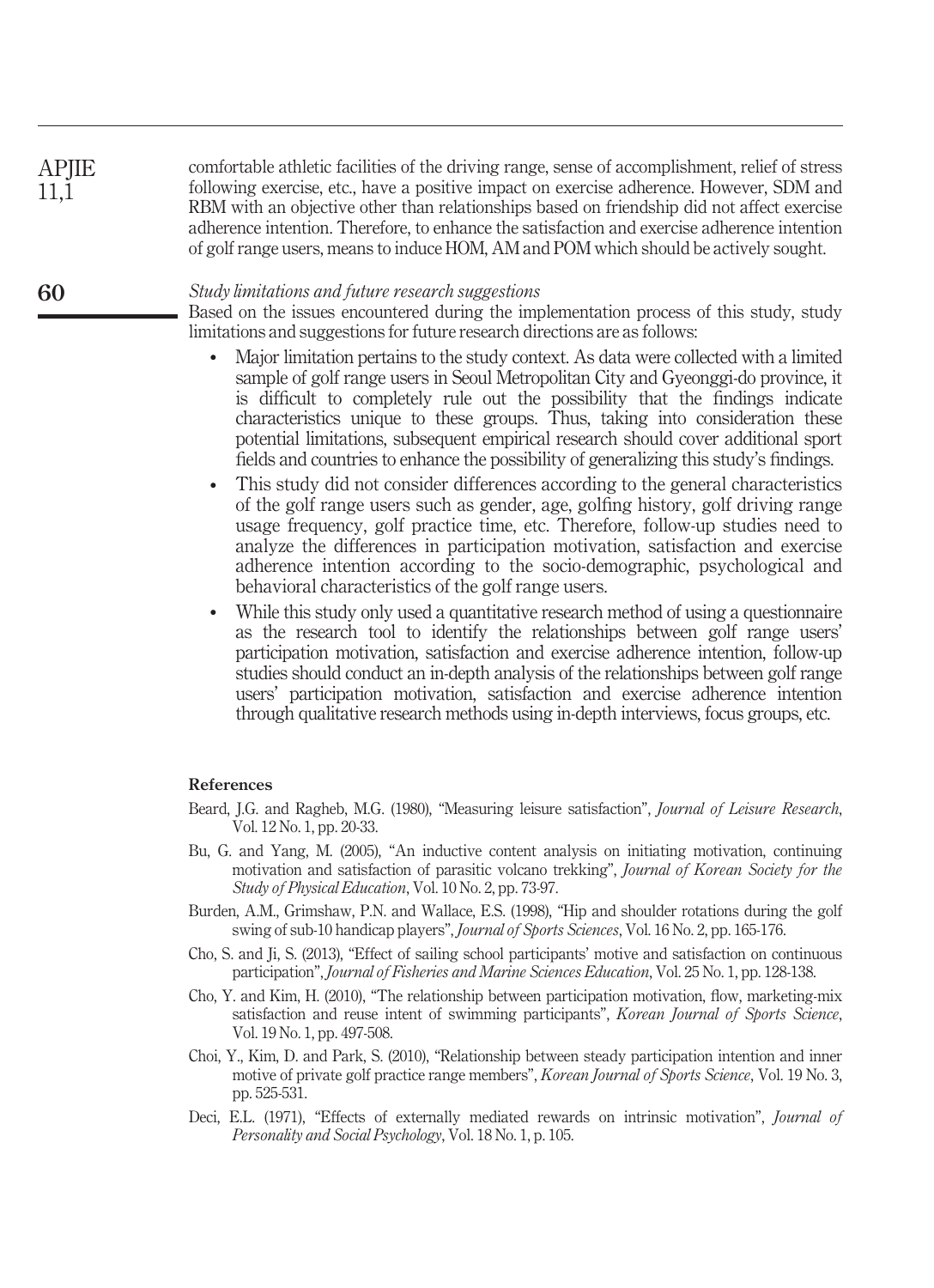comfortable athletic facilities of the driving range, sense of accomplishment, relief of stress following exercise, etc., have a positive impact on exercise adherence. However, SDM and RBM with an objective other than relationships based on friendship did not affect exercise adherence intention. Therefore, to enhance the satisfaction and exercise adherence intention of golf range users, means to induce HOM, AM and POM which should be actively sought.

*Study limitations and future research suggestions*

Based on the issues encountered during the implementation process of this study, study limitations and suggestions for future research directions are as follows:

- Major limitation pertains to the study context. As data were collected with a limited sample of golf range users in Seoul Metropolitan City and Gyeonggi-do province, it is difficult to completely rule out the possibility that the findings indicate characteristics unique to these groups. Thus, taking into consideration these potential limitations, subsequent empirical research should cover additional sport fields and countries to enhance the possibility of generalizing this study's findings.
- This study did not consider differences according to the general characteristics of the golf range users such as gender, age, golfing history, golf driving range usage frequency, golf practice time, etc. Therefore, follow-up studies need to analyze the differences in participation motivation, satisfaction and exercise adherence intention according to the socio-demographic, psychological and behavioral characteristics of the golf range users.
- While this study only used a quantitative research method of using a questionnaire as the research tool to identify the relationships between golf range users' participation motivation, satisfaction and exercise adherence intention, follow-up studies should conduct an in-depth analysis of the relationships between golf range users' participation motivation, satisfaction and exercise adherence intention through qualitative research methods using in-depth interviews, focus groups, etc.

## References

Beard, J.G. and Ragheb, M.G. (1980), "Measuring leisure satisfaction", *Journal of Leisure Research*, Vol. 12 No. 1, pp. 20-33.

Bu, G. and Yang, M. (2005), "An inductive content analysis on initiating motivation, continuing motivation and satisfaction of parasitic volcano trekking", *Journal of Korean Society for the Study of Physical Education*, Vol. 10 No. 2, pp. 73-97.

Burden, A.M., Grimshaw, P.N. and Wallace, E.S. (1998), "Hip and shoulder rotations during the golf swing of sub-10 handicap players", *Journal of Sports Sciences*, Vol. 16 No. 2, pp. 165-176.

Cho, S. and Ji, S. (2013), "Effect of sailing school participants' motive and satisfaction on continuous participation", *Journal of Fisheries and Marine Sciences Education*, Vol. 25 No. 1, pp. 128-138.

Cho, Y. and Kim, H. (2010), "The relationship between participation motivation, flow, marketing-mix satisfaction and reuse intent of swimming participants", *Korean Journal of Sports Science*, Vol. 19 No. 1, pp. 497-508.

Choi, Y., Kim, D. and Park, S. (2010), "Relationship between steady participation intention and inner motive of private golf practice range members", *Korean Journal of Sports Science*, Vol. 19 No. 3, pp. 525-531.

Deci, E.L. (1971), "Effects of externally mediated rewards on intrinsic motivation", *Journal of Personality and Social Psychology*, Vol. 18 No. 1, p. 105.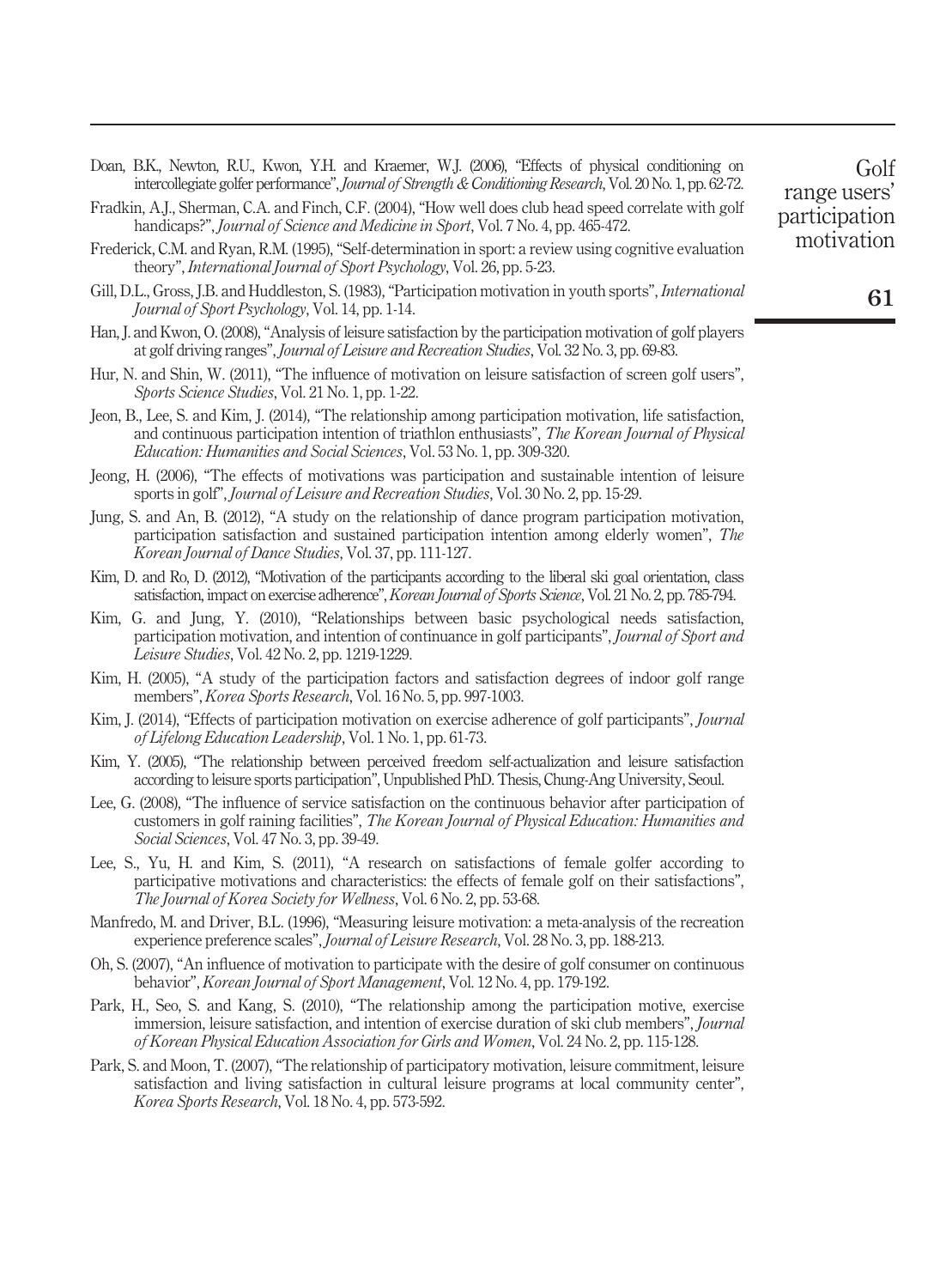Doan, B.K., Newton, R.U., Kwon, Y.H. and Kraemer, W.J. (2006), "Effects of physical conditioning on intercollegiate golfer performance", *Journal of Strength & Conditioning Research*, Vol. 20 No. 1, pp. 62-72.

Fradkin, A.J., Sherman, C.A. and Finch, C.F. (2004), "How well does club head speed correlate with golf handicaps?", *Journal of Science and Medicine in Sport*, Vol. 7 No. 4, pp. 465-472.

Frederick, C.M. and Ryan, R.M. (1995), "Self-determination in sport: a review using cognitive evaluation theory", *International Journal of Sport Psychology*, Vol. 26, pp. 5-23.

Gill, D.L., Gross, J.B. and Huddleston, S. (1983), "Participation motivation in youth sports", *International Journal of Sport Psychology*, Vol. 14, pp. 1-14.

Han, J. and Kwon, O. (2008), "Analysis of leisure satisfaction by the participation motivation of golf players at golf driving ranges", *Journal of Leisure and Recreation Studies*, Vol. 32 No. 3, pp. 69-83.

Hur, N. and Shin, W. (2011), "The influence of motivation on leisure satisfaction of screen golf users", *Sports Science Studies*, Vol. 21 No. 1, pp. 1-22.

Jeon, B., Lee, S. and Kim, J. (2014), "The relationship among participation motivation, life satisfaction, and continuous participation intention of triathlon enthusiasts", *The Korean Journal of Physical Education: Humanities and Social Sciences*, Vol. 53 No. 1, pp. 309-320.

Jeong, H. (2006), "The effects of motivations was participation and sustainable intention of leisure sports in golf", *Journal of Leisure and Recreation Studies*, Vol. 30 No. 2, pp. 15-29.

Jung, S. and An, B. (2012), "A study on the relationship of dance program participation motivation, participation satisfaction and sustained participation intention among elderly women", *The Korean Journal of Dance Studies*, Vol. 37, pp. 111-127.

Kim, D. and Ro, D. (2012), "Motivation of the participants according to the liberal ski goal orientation, class satisfaction, impact on exercise adherence", *Korean Journal of Sports Science*, Vol. 21 No. 2, pp. 785-794.

Kim, G. and Jung, Y. (2010), "Relationships between basic psychological needs satisfaction, participation motivation, and intention of continuance in golf participants", *Journal of Sport and Leisure Studies*, Vol. 42 No. 2, pp. 1219-1229.

Kim, H. (2005), "A study of the participation factors and satisfaction degrees of indoor golf range members", *Korea Sports Research*, Vol. 16 No. 5, pp. 997-1003.

Kim, J. (2014), "Effects of participation motivation on exercise adherence of golf participants", *Journal of Lifelong Education Leadership*, Vol. 1 No. 1, pp. 61-73.

Kim, Y. (2005), "The relationship between perceived freedom self-actualization and leisure satisfaction according to leisure sports participation", Unpublished PhD. Thesis, Chung-Ang University, Seoul.

Lee, G. (2008), "The influence of service satisfaction on the continuous behavior after participation of customers in golf raining facilities", *The Korean Journal of Physical Education: Humanities and Social Sciences*, Vol. 47 No. 3, pp. 39-49.

Lee, S., Yu, H. and Kim, S. (2011), "A research on satisfactions of female golfer according to participative motivations and characteristics: the effects of female golf on their satisfactions", *The Journal of Korea Society for Wellness*, Vol. 6 No. 2, pp. 53-68.

Manfredo, M. and Driver, B.L. (1996), "Measuring leisure motivation: a meta-analysis of the recreation experience preference scales", *Journal of Leisure Research*, Vol. 28 No. 3, pp. 188-213.

Oh, S. (2007), "An influence of motivation to participate with the desire of golf consumer on continuous behavior", *Korean Journal of Sport Management*, Vol. 12 No. 4, pp. 179-192.

Park, H., Seo, S. and Kang, S. (2010), "The relationship among the participation motive, exercise immersion, leisure satisfaction, and intention of exercise duration of ski club members", *Journal of Korean Physical Education Association for Girls and Women*, Vol. 24 No. 2, pp. 115-128.

Park, S. and Moon, T. (2007), "The relationship of participatory motivation, leisure commitment, leisure satisfaction and living satisfaction in cultural leisure programs at local community center", *Korea Sports Research*, Vol. 18 No. 4, pp. 573-592.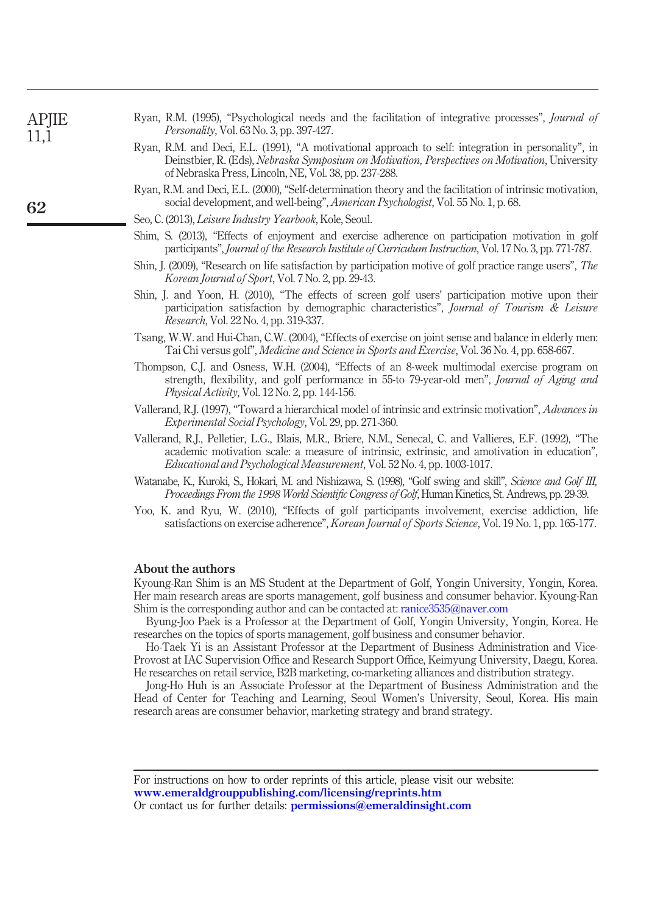Ryan, R.M. (1995), "Psychological needs and the facilitation of integrative processes", *Journal of Personality*, Vol. 63 No. 3, pp. 397-427.

Ryan, R.M. and Deci, E.L. (1991), "A motivational approach to self: integration in personality", in Deinstbier, R. (Eds), *Nebraska Symposium on Motivation, Perspectives on Motivation*, University of Nebraska Press, Lincoln, NE, Vol. 38, pp. 237-288.

Ryan, R.M. and Deci, E.L. (2000), "Self-determination theory and the facilitation of intrinsic motivation, social development, and well-being", *American Psychologist*, Vol. 55 No. 1, p. 68.

Seo, C. (2013), *Leisure Industry Yearbook*, Kole, Seoul.

Shim, S. (2013), "Effects of enjoyment and exercise adherence on participation motivation in golf participants", *Journal of the Research Institute of Curriculum Instruction*, Vol. 17 No. 3, pp. 771-787.

Shin, J. (2009), "Research on life satisfaction by participation motive of golf practice range users", *The Korean Journal of Sport*, Vol. 7 No. 2, pp. 29-43.

Shin, J. and Yoon, H. (2010), "The effects of screen golf users' participation motive upon their participation satisfaction by demographic characteristics", *Journal of Tourism & Leisure Research*, Vol. 22 No. 4, pp. 319-337.

Tsang, W.W. and Hui-Chan, C.W. (2004), "Effects of exercise on joint sense and balance in elderly men: Tai Chi versus golf", *Medicine and Science in Sports and Exercise*, Vol. 36 No. 4, pp. 658-667.

Thompson, C.J. and Osness, W.H. (2004), "Effects of an 8-week multimodal exercise program on strength, flexibility, and golf performance in 55-to 79-year-old men", *Journal of Aging and Physical Activity*, Vol. 12 No. 2, pp. 144-156.

Vallerand, R.J. (1997), "Toward a hierarchical model of intrinsic and extrinsic motivation", *Advances in Experimental Social Psychology*, Vol. 29, pp. 271-360.

Vallerand, R.J., Pelletier, L.G., Blais, M.R., Briere, N.M., Senecal, C. and Vallieres, E.F. (1992), "The academic motivation scale: a measure of intrinsic, extrinsic, and amotivation in education", *Educational and Psychological Measurement*, Vol. 52 No. 4, pp. 1003-1017.

Watanabe, K., Kuroki, S., Hokari, M. and Nishizawa, S. (1998), "Golf swing and skill", *Science and Golf III, Proceedings From the 1998 World Scientific Congress of Golf*, Human Kinetics, St. Andrews, pp. 29-39.

Yoo, K. and Ryu, W. (2010), "Effects of golf participants involvement, exercise addiction, life satisfactions on exercise adherence", *Korean Journal of Sports Science*, Vol. 19 No. 1, pp. 165-177.

## About the authors

Kyoung-Ran Shim is an MS Student at the Department of Golf, Yongin University, Yongin, Korea. Her main research areas are sports management, golf business and consumer behavior. Kyoung-Ran Shim is the corresponding author and can be contacted at: ranice3535@naver.com

Byung-Joo Paek is a Professor at the Department of Golf, Yongin University, Yongin, Korea. He researches on the topics of sports management, golf business and consumer behavior.

Ho-Taek Yi is an Assistant Professor at the Department of Business Administration and Vice-Provost at IAC Supervision Office and Research Support Office, Keimyung University, Daegu, Korea. He researches on retail service, B2B marketing, co-marketing alliances and distribution strategy.

Jong-Ho Huh is an Associate Professor at the Department of Business Administration and the Head of Center for Teaching and Learning, Seoul Women's University, Seoul, Korea. His main research areas are consumer behavior, marketing strategy and brand strategy.

For instructions on how to order reprints of this article, please visit our website:
**www.emeraldgrouppublishing.com/licensing/reprints.htm**
Or contact us for further details: **permissions@emeraldinsight.com**